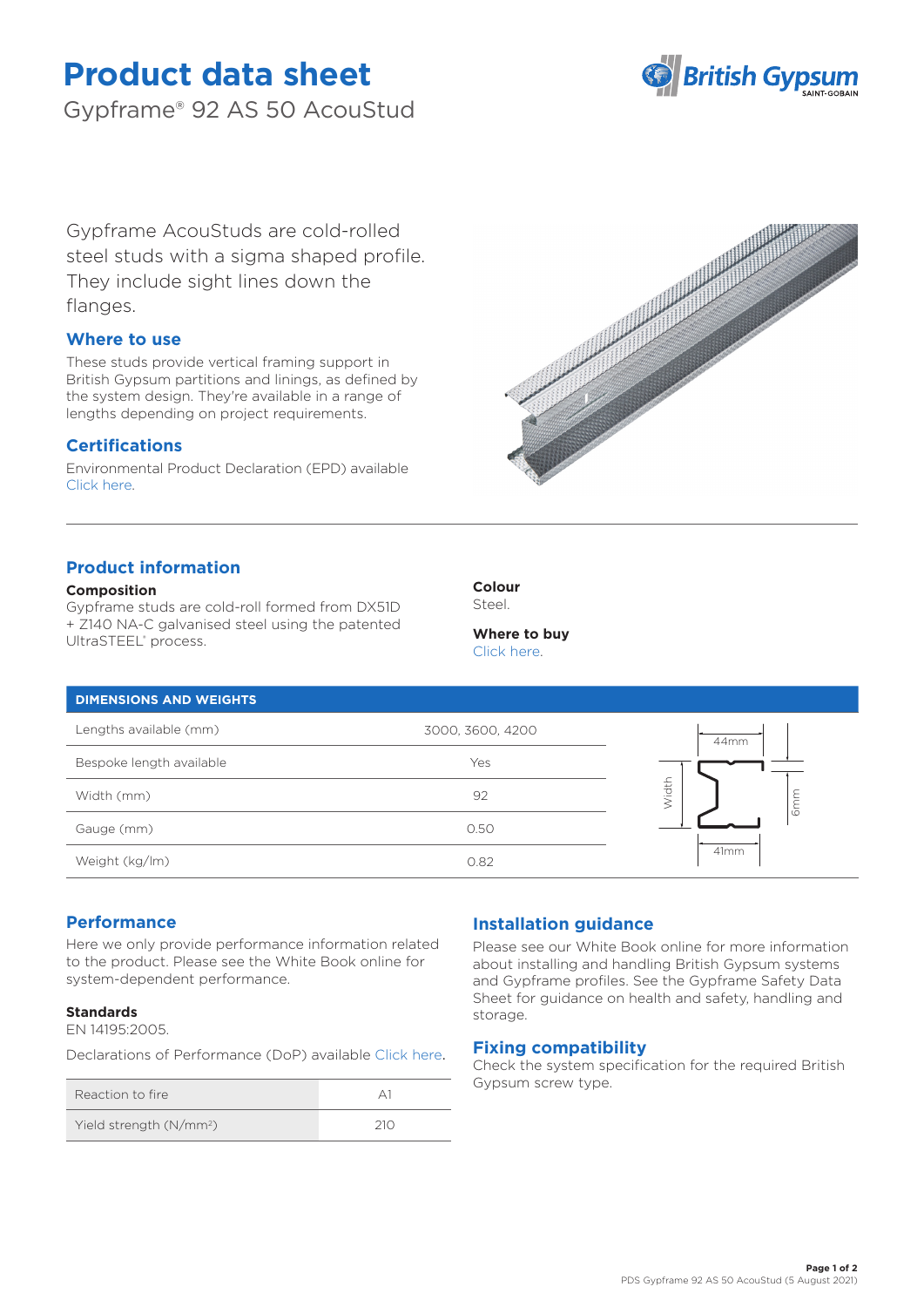# Product data sheet

Gypframe® 92 AS 50 AcouStud

Gypframe AcouStuds are cold-rolled steel studs with a sigma shaped profile. They include sight lines down the flanges.

## Where to use

These studs provide vertical framing support in British Gypsum partitions and linings, as defined by the system design. They're available in a range of lengths depending on project requirements.

## Certifications

Environmental Product Declaration (EPD) available Click here.

## Product information

**Composition**

Gypframe studs are cold-roll formed from DX51D + Z140 NA-C galvanised steel using the patented UltraSTEEL® process.

**Colour**

Steel.

**Where to buy**

Click here.

| DIMENSIONS AND WEIGHTS | |
|---|---|
| Lengths available (mm) | 3000, 3600, 4200 |
| Bespoke length available | Yes |
| Width (mm) | 92 |
| Gauge (mm) | 0.50 |
| Weight (kg/lm) | 0.82 |

44mm

Width

6mm

41mm

## Performance

Here we only provide performance information related to the product. Please see the White Book online for system-dependent performance.

**Standards**

EN 14195:2005.

Declarations of Performance (DoP) available Click here.

| Reaction to fire | A1 |
|---|---|
| Yield strength (N/mm²) | 210 |

## Installation guidance

Please see our White Book online for more information about installing and handling British Gypsum systems and Gypframe profiles. See the Gypframe Safety Data Sheet for guidance on health and safety, handling and storage.

## Fixing compatibility

Check the system specification for the required British Gypsum screw type.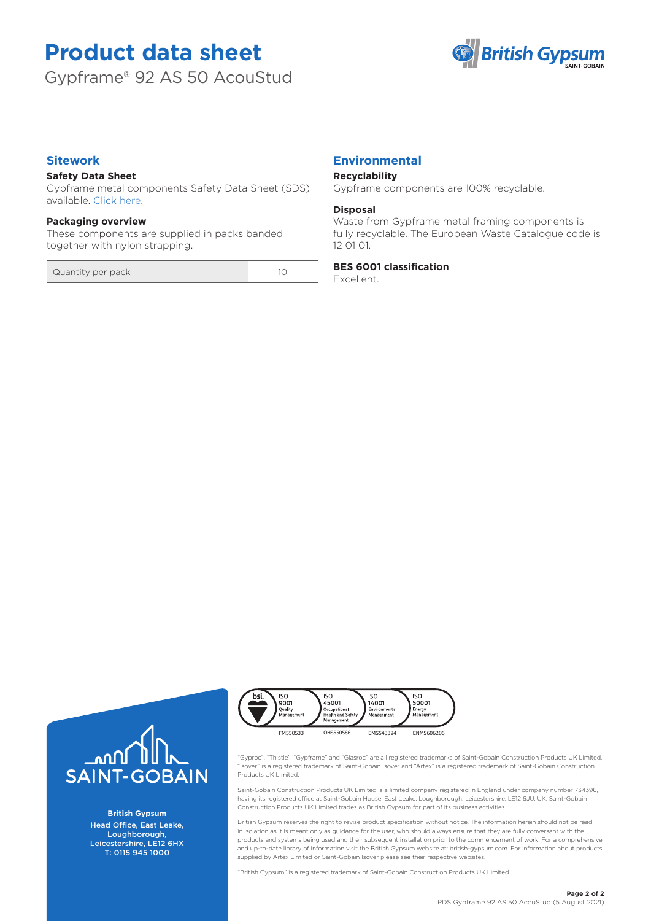## Sitework

### Safety Data Sheet

Gypframe metal components Safety Data Sheet (SDS) available. Click here.

### Packaging overview

These components are supplied in packs banded together with nylon strapping.

| | |
|---|---|
| Quantity per pack | 10 |

## Environmental

### Recyclability

Gypframe components are 100% recyclable.

### Disposal

Waste from Gypframe metal framing components is fully recyclable. The European Waste Catalogue code is 12 01 01.

### BES 6001 classification

Excellent.

SAINT-GOBAIN

**British Gypsum**
Head Office, East Leake,
Loughborough,
Leicestershire, LE12 6HX
T: 0115 945 1000

bsi. ISO 9001 Quality Management FM550533 | ISO 45001 Occupational Health and Safety Management OHS550586 | ISO 14001 Environmental Management EMS543324 | ISO 50001 Energy Management ENMS606206

"Gyproc", "Thistle", "Gypframe" and "Glasroc" are all registered trademarks of Saint-Gobain Construction Products UK Limited. "Isover" is a registered trademark of Saint-Gobain Isover and "Artex" is a registered trademark of Saint-Gobain Construction Products UK Limited.

Saint-Gobain Construction Products UK Limited is a limited company registered in England under company number 734396, having its registered office at Saint-Gobain House, East Leake, Loughborough, Leicestershire, LE12 6JU, UK. Saint-Gobain Construction Products UK Limited trades as British Gypsum for part of its business activities.

British Gypsum reserves the right to revise product specification without notice. The information herein should not be read in isolation as it is meant only as guidance for the user, who should always ensure that they are fully conversant with the products and systems being used and their subsequent installation prior to the commencement of work. For a comprehensive and up-to-date library of information visit the British Gypsum website at: british-gypsum.com. For information about products supplied by Artex Limited or Saint-Gobain Isover please see their respective websites.

"British Gypsum" is a registered trademark of Saint-Gobain Construction Products UK Limited.